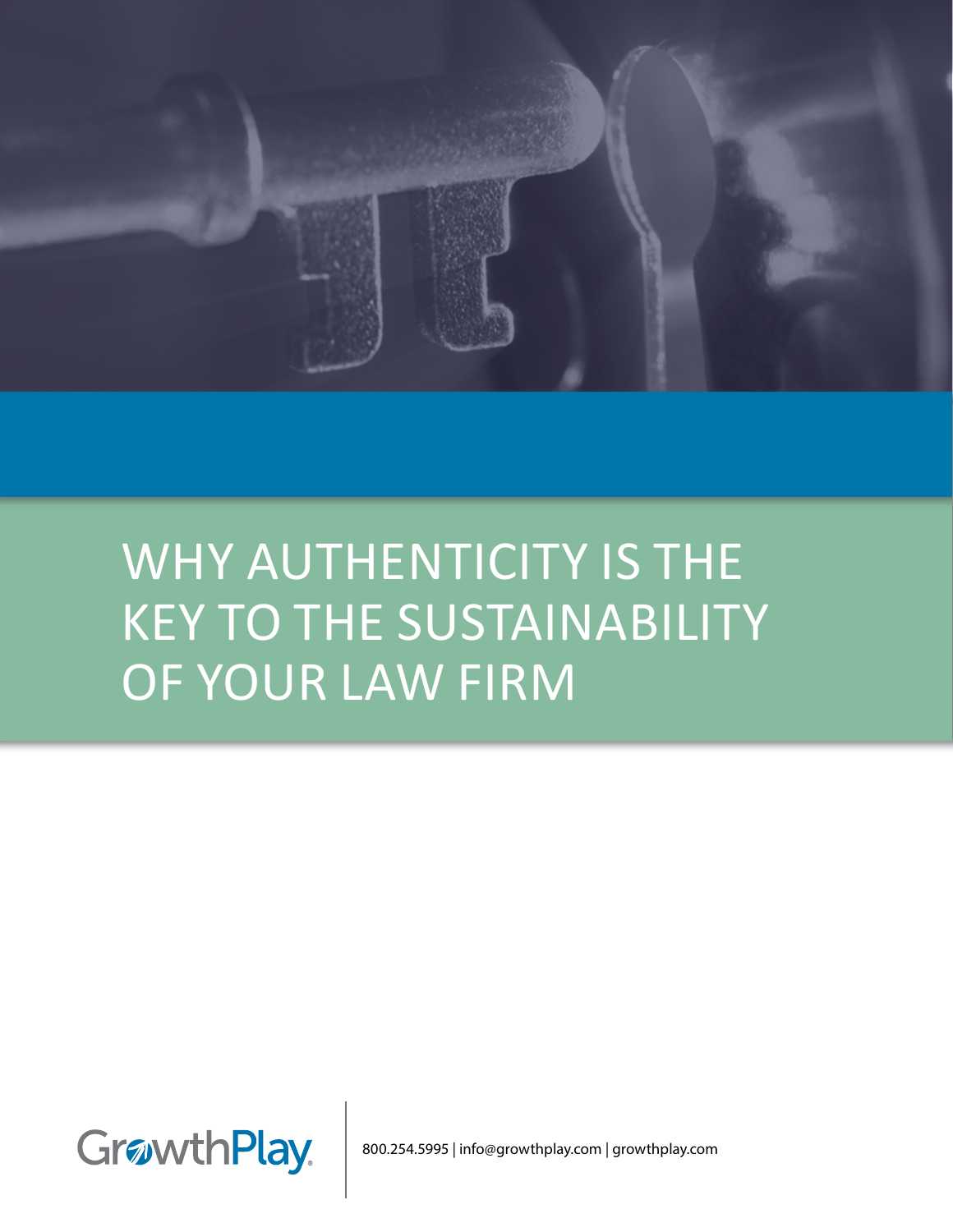# WHY AUTHENTICITY IS THE KEY TO THE SUSTAINABILITY OF YOUR LAW FIRM

GrowthPlay

800.254.5995 | info@growthplay.com | growthplay.com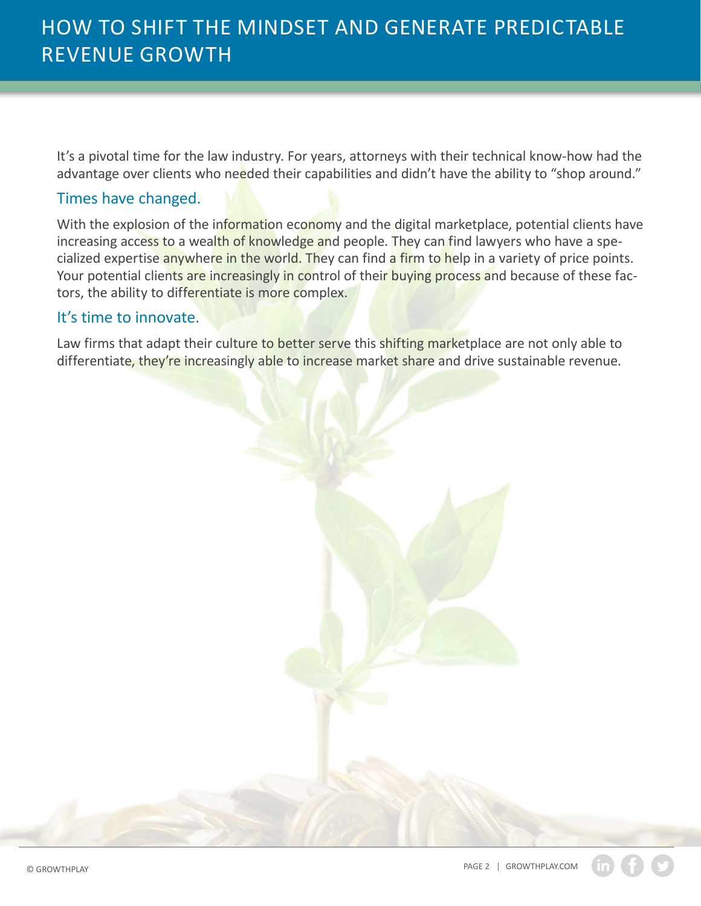# HOW TO SHIFT THE MINDSET AND GENERATE PREDICTABLE REVENUE GROWTH

It's a pivotal time for the law industry. For years, attorneys with their technical know-how had the advantage over clients who needed their capabilities and didn't have the ability to "shop around."

## Times have changed.

With the explosion of the information economy and the digital marketplace, potential clients have increasing access to a wealth of knowledge and people. They can find lawyers who have a specialized expertise anywhere in the world. They can find a firm to help in a variety of price points. Your potential clients are increasingly in control of their buying process and because of these factors, the ability to differentiate is more complex.

## It's time to innovate.

Law firms that adapt their culture to better serve this shifting marketplace are not only able to differentiate, they're increasingly able to increase market share and drive sustainable revenue.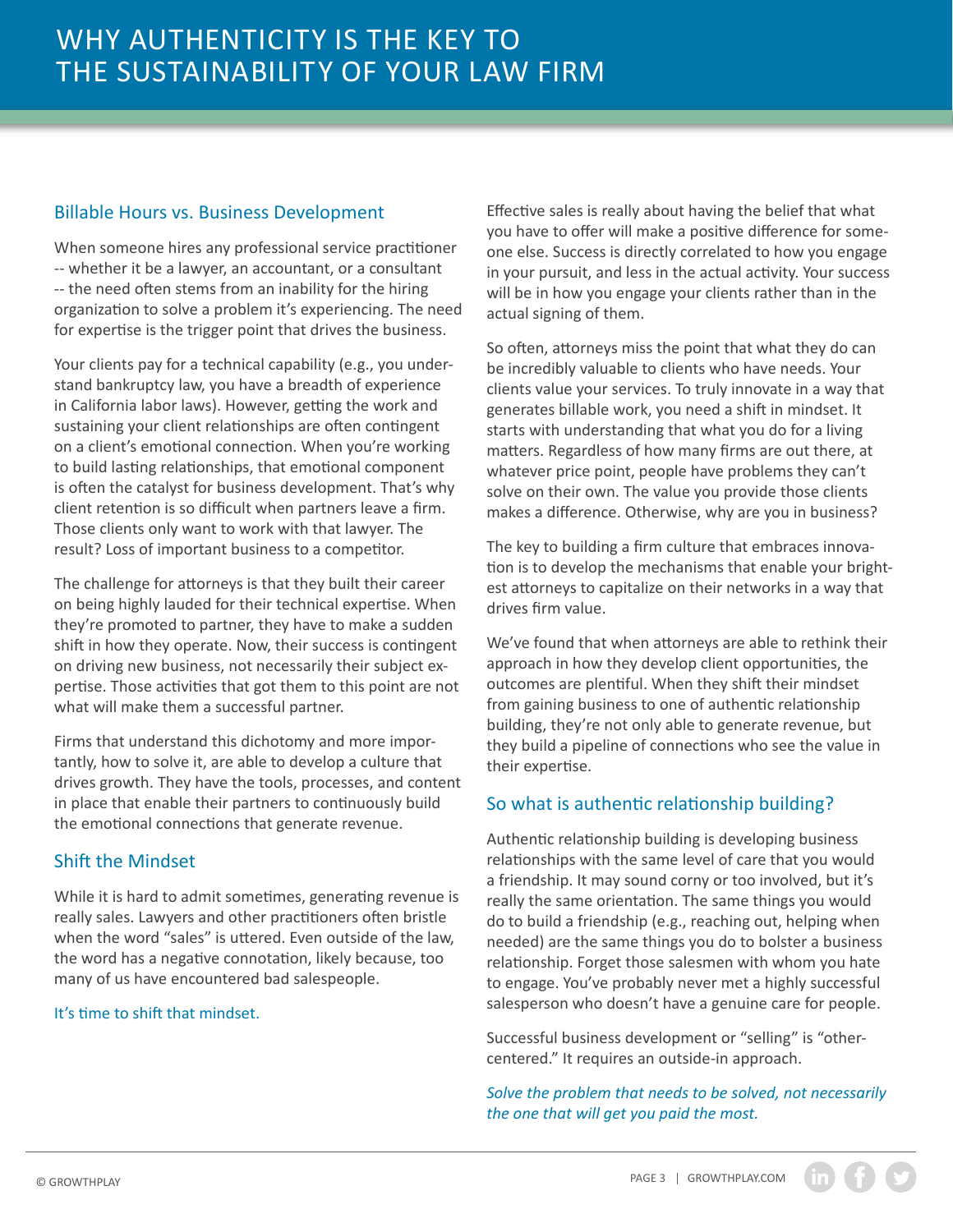## Billable Hours vs. Business Development

When someone hires any professional service practitioner -- whether it be a lawyer, an accountant, or a consultant -- the need often stems from an inability for the hiring organization to solve a problem it's experiencing. The need for expertise is the trigger point that drives the business.

Your clients pay for a technical capability (e.g., you understand bankruptcy law, you have a breadth of experience in California labor laws). However, getting the work and sustaining your client relationships are often contingent on a client's emotional connection. When you're working to build lasting relationships, that emotional component is often the catalyst for business development. That's why client retention is so difficult when partners leave a firm. Those clients only want to work with that lawyer. The result? Loss of important business to a competitor.

The challenge for attorneys is that they built their career on being highly lauded for their technical expertise. When they're promoted to partner, they have to make a sudden shift in how they operate. Now, their success is contingent on driving new business, not necessarily their subject expertise. Those activities that got them to this point are not what will make them a successful partner.

Firms that understand this dichotomy and more importantly, how to solve it, are able to develop a culture that drives growth. They have the tools, processes, and content in place that enable their partners to continuously build the emotional connections that generate revenue.

## Shift the Mindset

While it is hard to admit sometimes, generating revenue is really sales. Lawyers and other practitioners often bristle when the word "sales" is uttered. Even outside of the law, the word has a negative connotation, likely because, too many of us have encountered bad salespeople.

It's time to shift that mindset.

Effective sales is really about having the belief that what you have to offer will make a positive difference for someone else. Success is directly correlated to how you engage in your pursuit, and less in the actual activity. Your success will be in how you engage your clients rather than in the actual signing of them.

So often, attorneys miss the point that what they do can be incredibly valuable to clients who have needs. Your clients value your services. To truly innovate in a way that generates billable work, you need a shift in mindset. It starts with understanding that what you do for a living matters. Regardless of how many firms are out there, at whatever price point, people have problems they can't solve on their own. The value you provide those clients makes a difference. Otherwise, why are you in business?

The key to building a firm culture that embraces innovation is to develop the mechanisms that enable your brightest attorneys to capitalize on their networks in a way that drives firm value.

We've found that when attorneys are able to rethink their approach in how they develop client opportunities, the outcomes are plentiful. When they shift their mindset from gaining business to one of authentic relationship building, they're not only able to generate revenue, but they build a pipeline of connections who see the value in their expertise.

## So what is authentic relationship building?

Authentic relationship building is developing business relationships with the same level of care that you would a friendship. It may sound corny or too involved, but it's really the same orientation. The same things you would do to build a friendship (e.g., reaching out, helping when needed) are the same things you do to bolster a business relationship. Forget those salesmen with whom you hate to engage. You've probably never met a highly successful salesperson who doesn't have a genuine care for people.

Successful business development or "selling" is "other-centered." It requires an outside-in approach.

*Solve the problem that needs to be solved, not necessarily the one that will get you paid the most.*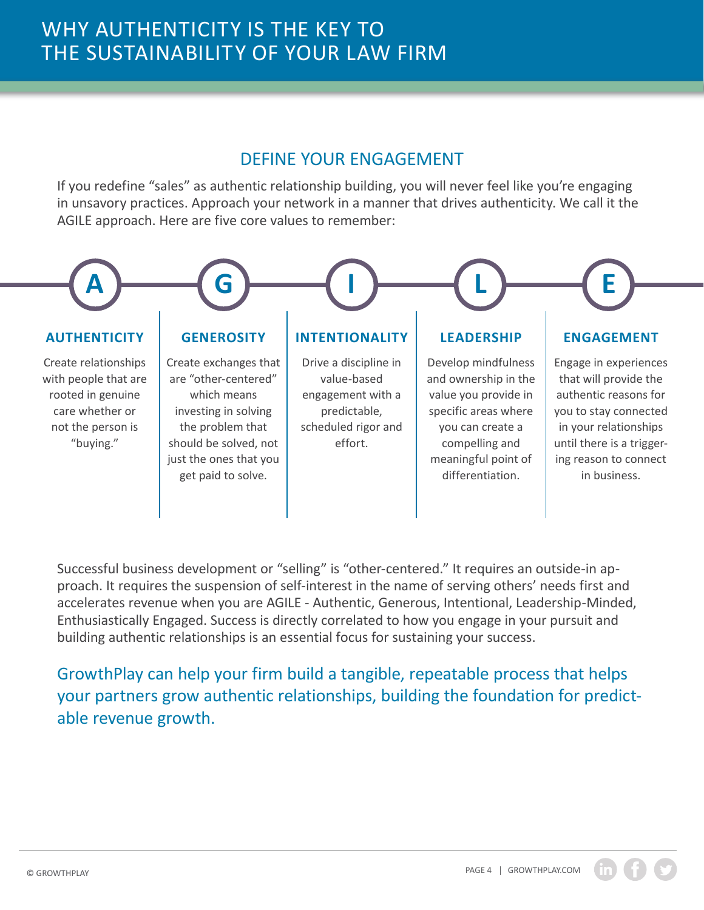# WHY AUTHENTICITY IS THE KEY TO THE SUSTAINABILITY OF YOUR LAW FIRM

## DEFINE YOUR ENGAGEMENT

If you redefine "sales" as authentic relationship building, you will never feel like you're engaging in unsavory practices. Approach your network in a manner that drives authenticity. We call it the AGILE approach. Here are five core values to remember:

**A — AUTHENTICITY**

Create relationships with people that are rooted in genuine care whether or not the person is "buying."

**G — GENEROSITY**

Create exchanges that are "other-centered" which means investing in solving the problem that should be solved, not just the ones that you get paid to solve.

**I — INTENTIONALITY**

Drive a discipline in value-based engagement with a predictable, scheduled rigor and effort.

**L — LEADERSHIP**

Develop mindfulness and ownership in the value you provide in specific areas where you can create a compelling and meaningful point of differentiation.

**E — ENGAGEMENT**

Engage in experiences that will provide the authentic reasons for you to stay connected in your relationships until there is a triggering reason to connect in business.

Successful business development or "selling" is "other-centered." It requires an outside-in approach. It requires the suspension of self-interest in the name of serving others' needs first and accelerates revenue when you are AGILE - Authentic, Generous, Intentional, Leadership-Minded, Enthusiastically Engaged. Success is directly correlated to how you engage in your pursuit and building authentic relationships is an essential focus for sustaining your success.

GrowthPlay can help your firm build a tangible, repeatable process that helps your partners grow authentic relationships, building the foundation for predictable revenue growth.